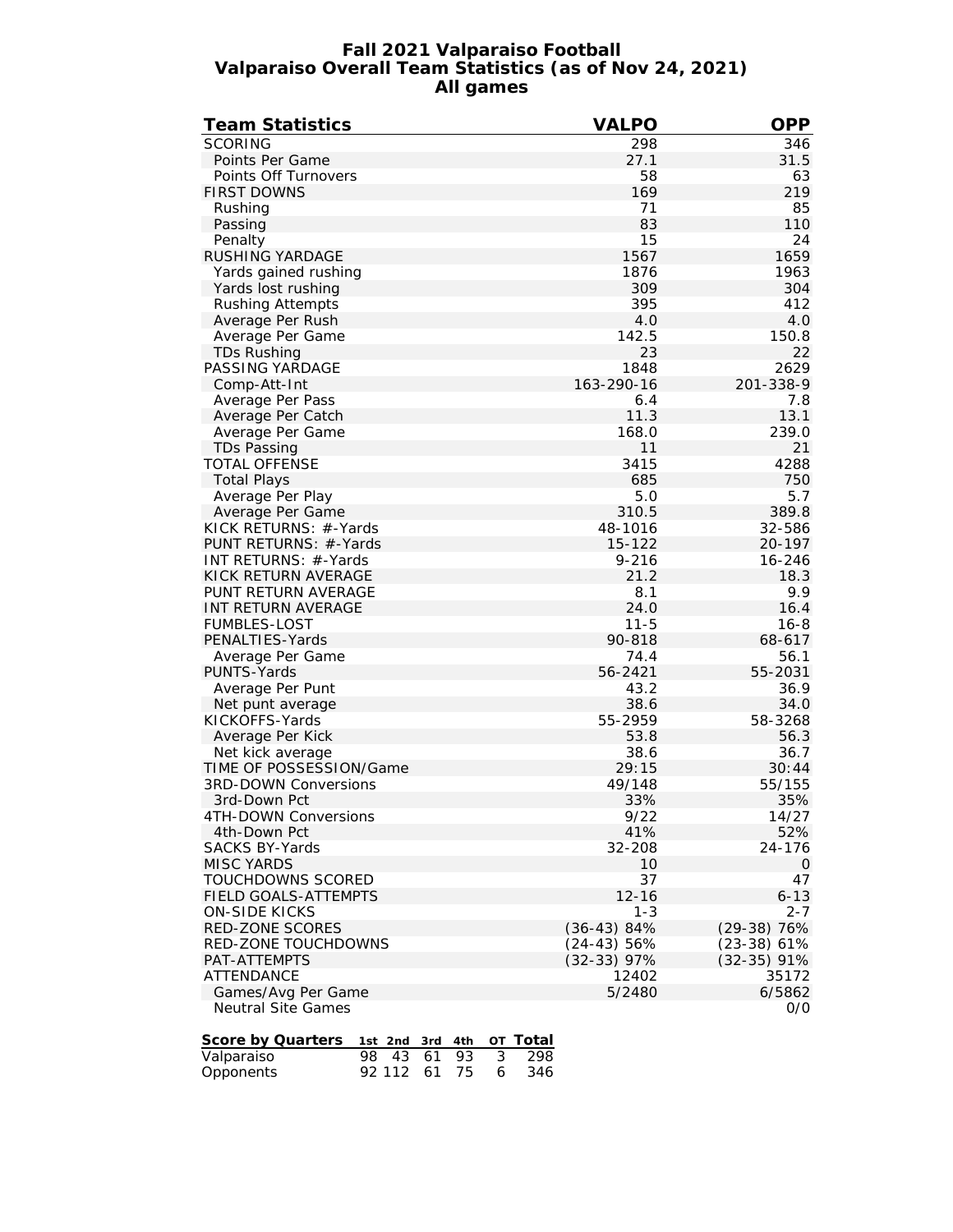# Fall 2021 Valparaiso Football
## Valparaiso Overall Team Statistics (as of Nov 24, 2021)
### All games

| Team Statistics | VALPO | OPP |
|---|---|---|
| SCORING | 298 | 346 |
| Points Per Game | 27.1 | 31.5 |
| Points Off Turnovers | 58 | 63 |
| FIRST DOWNS | 169 | 219 |
| Rushing | 71 | 85 |
| Passing | 83 | 110 |
| Penalty | 15 | 24 |
| RUSHING YARDAGE | 1567 | 1659 |
| Yards gained rushing | 1876 | 1963 |
| Yards lost rushing | 309 | 304 |
| Rushing Attempts | 395 | 412 |
| Average Per Rush | 4.0 | 4.0 |
| Average Per Game | 142.5 | 150.8 |
| TDs Rushing | 23 | 22 |
| PASSING YARDAGE | 1848 | 2629 |
| Comp-Att-Int | 163-290-16 | 201-338-9 |
| Average Per Pass | 6.4 | 7.8 |
| Average Per Catch | 11.3 | 13.1 |
| Average Per Game | 168.0 | 239.0 |
| TDs Passing | 11 | 21 |
| TOTAL OFFENSE | 3415 | 4288 |
| Total Plays | 685 | 750 |
| Average Per Play | 5.0 | 5.7 |
| Average Per Game | 310.5 | 389.8 |
| KICK RETURNS: #-Yards | 48-1016 | 32-586 |
| PUNT RETURNS: #-Yards | 15-122 | 20-197 |
| INT RETURNS: #-Yards | 9-216 | 16-246 |
| KICK RETURN AVERAGE | 21.2 | 18.3 |
| PUNT RETURN AVERAGE | 8.1 | 9.9 |
| INT RETURN AVERAGE | 24.0 | 16.4 |
| FUMBLES-LOST | 11-5 | 16-8 |
| PENALTIES-Yards | 90-818 | 68-617 |
| Average Per Game | 74.4 | 56.1 |
| PUNTS-Yards | 56-2421 | 55-2031 |
| Average Per Punt | 43.2 | 36.9 |
| Net punt average | 38.6 | 34.0 |
| KICKOFFS-Yards | 55-2959 | 58-3268 |
| Average Per Kick | 53.8 | 56.3 |
| Net kick average | 38.6 | 36.7 |
| TIME OF POSSESSION/Game | 29:15 | 30:44 |
| 3RD-DOWN Conversions | 49/148 | 55/155 |
| 3rd-Down Pct | 33% | 35% |
| 4TH-DOWN Conversions | 9/22 | 14/27 |
| 4th-Down Pct | 41% | 52% |
| SACKS BY-Yards | 32-208 | 24-176 |
| MISC YARDS | 10 | 0 |
| TOUCHDOWNS SCORED | 37 | 47 |
| FIELD GOALS-ATTEMPTS | 12-16 | 6-13 |
| ON-SIDE KICKS | 1-3 | 2-7 |
| RED-ZONE SCORES | (36-43) 84% | (29-38) 76% |
| RED-ZONE TOUCHDOWNS | (24-43) 56% | (23-38) 61% |
| PAT-ATTEMPTS | (32-33) 97% | (32-35) 91% |
| ATTENDANCE | 12402 | 35172 |
| Games/Avg Per Game | 5/2480 | 6/5862 |
| Neutral Site Games | | 0/0 |

| Score by Quarters | 1st | 2nd | 3rd | 4th | OT | Total |
|---|---|---|---|---|---|---|
| Valparaiso | 98 | 43 | 61 | 93 | 3 | 298 |
| Opponents | 92 | 112 | 61 | 75 | 6 | 346 |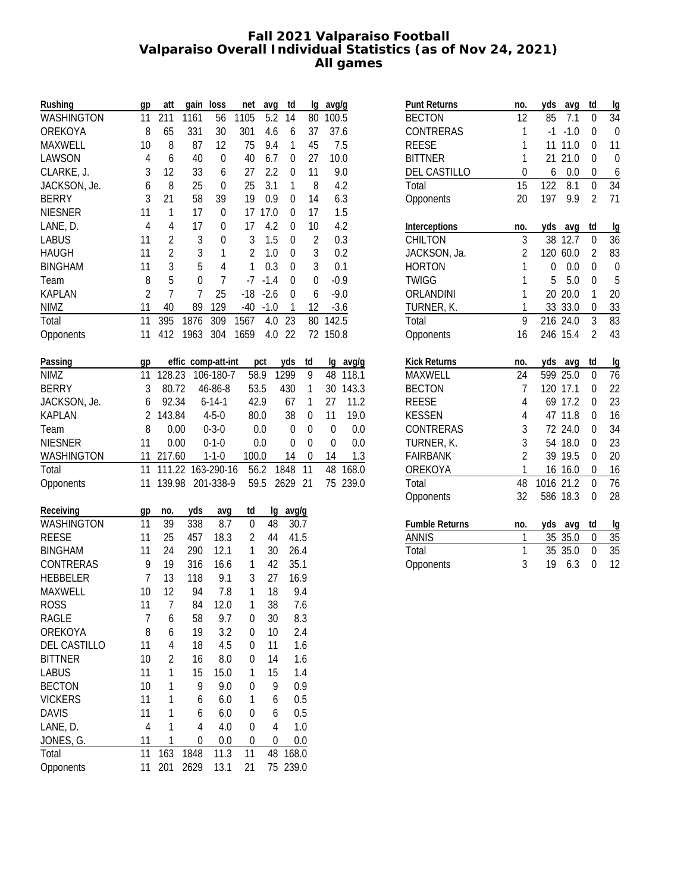# Fall 2021 Valparaiso Football
## Valparaiso Overall Individual Statistics (as of Nov 24, 2021)
### All games

| Rushing | gp | att | gain | loss | net | avg | td | lg | avg/g |
|---|---|---|---|---|---|---|---|---|---|
| WASHINGTON | 11 | 211 | 1161 | 56 | 1105 | 5.2 | 14 | 80 | 100.5 |
| OREKOYA | 8 | 65 | 331 | 30 | 301 | 4.6 | 6 | 37 | 37.6 |
| MAXWELL | 10 | 8 | 87 | 12 | 75 | 9.4 | 1 | 45 | 7.5 |
| LAWSON | 4 | 6 | 40 | 0 | 40 | 6.7 | 0 | 27 | 10.0 |
| CLARKE, J. | 3 | 12 | 33 | 6 | 27 | 2.2 | 0 | 11 | 9.0 |
| JACKSON, Je. | 6 | 8 | 25 | 0 | 25 | 3.1 | 1 | 8 | 4.2 |
| BERRY | 3 | 21 | 58 | 39 | 19 | 0.9 | 0 | 14 | 6.3 |
| NIESNER | 11 | 1 | 17 | 0 | 17 | 17.0 | 0 | 17 | 1.5 |
| LANE, D. | 4 | 4 | 17 | 0 | 17 | 4.2 | 0 | 10 | 4.2 |
| LABUS | 11 | 2 | 3 | 0 | 3 | 1.5 | 0 | 2 | 0.3 |
| HAUGH | 11 | 2 | 3 | 1 | 2 | 1.0 | 0 | 3 | 0.2 |
| BINGHAM | 11 | 3 | 5 | 4 | 1 | 0.3 | 0 | 3 | 0.1 |
| Team | 8 | 5 | 0 | 7 | -7 | -1.4 | 0 | 0 | -0.9 |
| KAPLAN | 2 | 7 | 7 | 25 | -18 | -2.6 | 0 | 6 | -9.0 |
| NIMZ | 11 | 40 | 89 | 129 | -40 | -1.0 | 1 | 12 | -3.6 |
| Total | 11 | 395 | 1876 | 309 | 1567 | 4.0 | 23 | 80 | 142.5 |
| Opponents | 11 | 412 | 1963 | 304 | 1659 | 4.0 | 22 | 72 | 150.8 |

| Passing | gp | effic | comp-att-int | pct | yds | td | lg | avg/g |
|---|---|---|---|---|---|---|---|---|
| NIMZ | 11 | 128.23 | 106-180-7 | 58.9 | 1299 | 9 | 48 | 118.1 |
| BERRY | 3 | 80.72 | 46-86-8 | 53.5 | 430 | 1 | 30 | 143.3 |
| JACKSON, Je. | 6 | 92.34 | 6-14-1 | 42.9 | 67 | 1 | 27 | 11.2 |
| KAPLAN | 2 | 143.84 | 4-5-0 | 80.0 | 38 | 0 | 11 | 19.0 |
| Team | 8 | 0.00 | 0-3-0 | 0.0 | 0 | 0 | 0 | 0.0 |
| NIESNER | 11 | 0.00 | 0-1-0 | 0.0 | 0 | 0 | 0 | 0.0 |
| WASHINGTON | 11 | 217.60 | 1-1-0 | 100.0 | 14 | 0 | 14 | 1.3 |
| Total | 11 | 111.22 | 163-290-16 | 56.2 | 1848 | 11 | 48 | 168.0 |
| Opponents | 11 | 139.98 | 201-338-9 | 59.5 | 2629 | 21 | 75 | 239.0 |

| Receiving | gp | no. | yds | avg | td | lg | avg/g |
|---|---|---|---|---|---|---|---|
| WASHINGTON | 11 | 39 | 338 | 8.7 | 0 | 48 | 30.7 |
| REESE | 11 | 25 | 457 | 18.3 | 2 | 44 | 41.5 |
| BINGHAM | 11 | 24 | 290 | 12.1 | 1 | 30 | 26.4 |
| CONTRERAS | 9 | 19 | 316 | 16.6 | 1 | 42 | 35.1 |
| HEBBELER | 7 | 13 | 118 | 9.1 | 3 | 27 | 16.9 |
| MAXWELL | 10 | 12 | 94 | 7.8 | 1 | 18 | 9.4 |
| ROSS | 11 | 7 | 84 | 12.0 | 1 | 38 | 7.6 |
| RAGLE | 7 | 6 | 58 | 9.7 | 0 | 30 | 8.3 |
| OREKOYA | 8 | 6 | 19 | 3.2 | 0 | 10 | 2.4 |
| DEL CASTILLO | 11 | 4 | 18 | 4.5 | 0 | 11 | 1.6 |
| BITTNER | 10 | 2 | 16 | 8.0 | 0 | 14 | 1.6 |
| LABUS | 11 | 1 | 15 | 15.0 | 1 | 15 | 1.4 |
| BECTON | 10 | 1 | 9 | 9.0 | 0 | 9 | 0.9 |
| VICKERS | 11 | 1 | 6 | 6.0 | 1 | 6 | 0.5 |
| DAVIS | 11 | 1 | 6 | 6.0 | 0 | 6 | 0.5 |
| LANE, D. | 4 | 1 | 4 | 4.0 | 0 | 4 | 1.0 |
| JONES, G. | 11 | 1 | 0 | 0.0 | 0 | 0 | 0.0 |
| Total | 11 | 163 | 1848 | 11.3 | 11 | 48 | 168.0 |
| Opponents | 11 | 201 | 2629 | 13.1 | 21 | 75 | 239.0 |

| Punt Returns | no. | yds | avg | td | lg |
|---|---|---|---|---|---|
| BECTON | 12 | 85 | 7.1 | 0 | 34 |
| CONTRERAS | 1 | -1 | -1.0 | 0 | 0 |
| REESE | 1 | 11 | 11.0 | 0 | 11 |
| BITTNER | 1 | 21 | 21.0 | 0 | 0 |
| DEL CASTILLO | 0 | 6 | 0.0 | 0 | 6 |
| Total | 15 | 122 | 8.1 | 0 | 34 |
| Opponents | 20 | 197 | 9.9 | 2 | 71 |

| Interceptions | no. | yds | avg | td | lg |
|---|---|---|---|---|---|
| CHILTON | 3 | 38 | 12.7 | 0 | 36 |
| JACKSON, Ja. | 2 | 120 | 60.0 | 2 | 83 |
| HORTON | 1 | 0 | 0.0 | 0 | 0 |
| TWIGG | 1 | 5 | 5.0 | 0 | 5 |
| ORLANDINI | 1 | 20 | 20.0 | 1 | 20 |
| TURNER, K. | 1 | 33 | 33.0 | 0 | 33 |
| Total | 9 | 216 | 24.0 | 3 | 83 |
| Opponents | 16 | 246 | 15.4 | 2 | 43 |

| Kick Returns | no. | yds | avg | td | lg |
|---|---|---|---|---|---|
| MAXWELL | 24 | 599 | 25.0 | 0 | 76 |
| BECTON | 7 | 120 | 17.1 | 0 | 22 |
| REESE | 4 | 69 | 17.2 | 0 | 23 |
| KESSEN | 4 | 47 | 11.8 | 0 | 16 |
| CONTRERAS | 3 | 72 | 24.0 | 0 | 34 |
| TURNER, K. | 3 | 54 | 18.0 | 0 | 23 |
| FAIRBANK | 2 | 39 | 19.5 | 0 | 20 |
| OREKOYA | 1 | 16 | 16.0 | 0 | 16 |
| Total | 48 | 1016 | 21.2 | 0 | 76 |
| Opponents | 32 | 586 | 18.3 | 0 | 28 |

| Fumble Returns | no. | yds | avg | td | lg |
|---|---|---|---|---|---|
| ANNIS | 1 | 35 | 35.0 | 0 | 35 |
| Total | 1 | 35 | 35.0 | 0 | 35 |
| Opponents | 3 | 19 | 6.3 | 0 | 12 |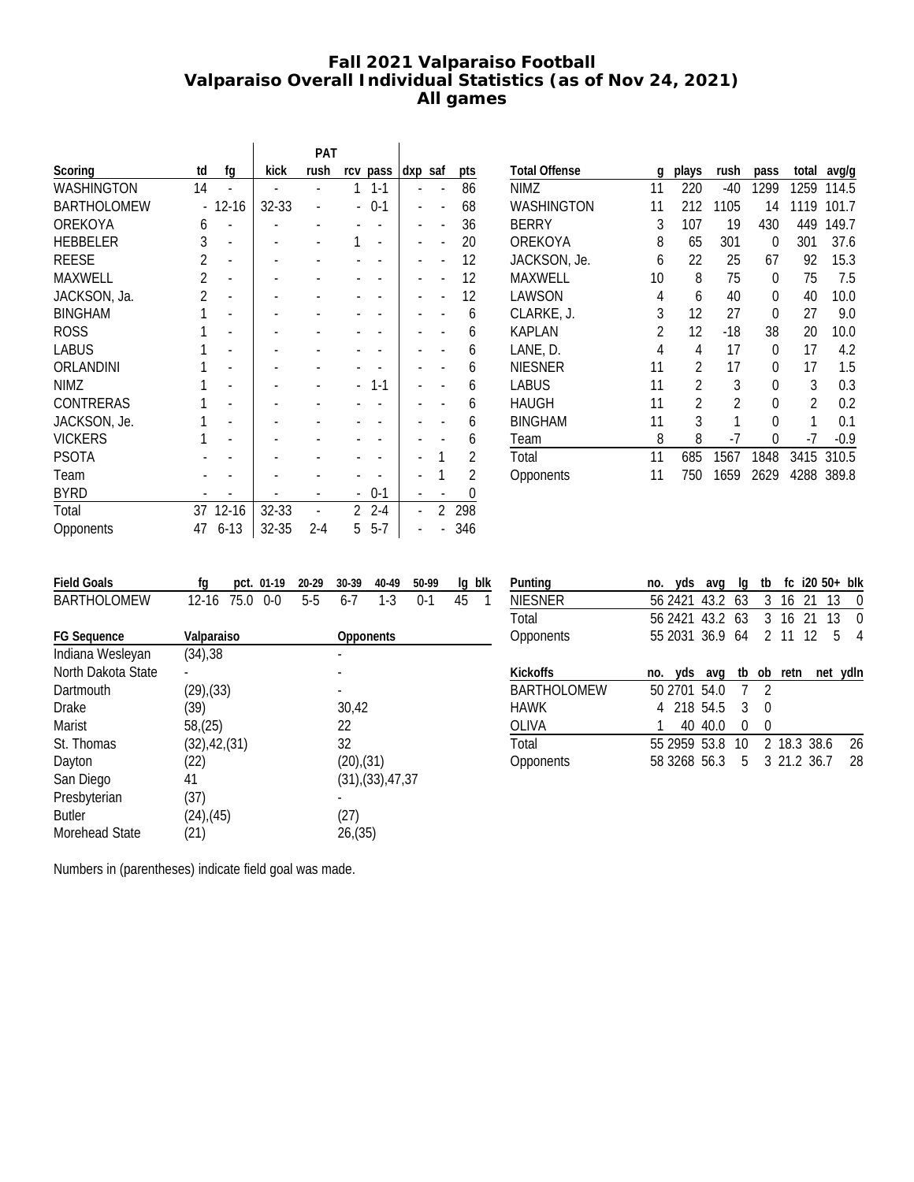# Fall 2021 Valparaiso Football
## Valparaiso Overall Individual Statistics (as of Nov 24, 2021)
## All games

| Scoring | td | fg | PAT kick | PAT rush | PAT rcv | PAT pass | dxp | saf | pts |
|---|---|---|---|---|---|---|---|---|---|
| WASHINGTON | 14 | - | - | - | 1 | 1-1 | - | - | 86 |
| BARTHOLOMEW | - | 12-16 | 32-33 | - | - | 0-1 | - | - | 68 |
| OREKOYA | 6 | - | - | - | - | - | - | - | 36 |
| HEBBELER | 3 | - | - | - | 1 | - | - | - | 20 |
| REESE | 2 | - | - | - | - | - | - | - | 12 |
| MAXWELL | 2 | - | - | - | - | - | - | - | 12 |
| JACKSON, Ja. | 2 | - | - | - | - | - | - | - | 12 |
| BINGHAM | 1 | - | - | - | - | - | - | - | 6 |
| ROSS | 1 | - | - | - | - | - | - | - | 6 |
| LABUS | 1 | - | - | - | - | - | - | - | 6 |
| ORLANDINI | 1 | - | - | - | - | - | - | - | 6 |
| NIMZ | 1 | - | - | - | - | 1-1 | - | - | 6 |
| CONTRERAS | 1 | - | - | - | - | - | - | - | 6 |
| JACKSON, Je. | 1 | - | - | - | - | - | - | - | 6 |
| VICKERS | 1 | - | - | - | - | - | - | - | 6 |
| PSOTA | - | - | - | - | - | - | - | 1 | 2 |
| Team | - | - | - | - | - | - | - | 1 | 2 |
| BYRD | - | - | - | - | - | 0-1 | - | - | 0 |
| Total | 37 | 12-16 | 32-33 | - | 2 | 2-4 | - | 2 | 298 |
| Opponents | 47 | 6-13 | 32-35 | 2-4 | 5 | 5-7 | - | - | 346 |

| Total Offense | g | plays | rush | pass | total | avg/g |
|---|---|---|---|---|---|---|
| NIMZ | 11 | 220 | -40 | 1299 | 1259 | 114.5 |
| WASHINGTON | 11 | 212 | 1105 | 14 | 1119 | 101.7 |
| BERRY | 3 | 107 | 19 | 430 | 449 | 149.7 |
| OREKOYA | 8 | 65 | 301 | 0 | 301 | 37.6 |
| JACKSON, Je. | 6 | 22 | 25 | 67 | 92 | 15.3 |
| MAXWELL | 10 | 8 | 75 | 0 | 75 | 7.5 |
| LAWSON | 4 | 6 | 40 | 0 | 40 | 10.0 |
| CLARKE, J. | 3 | 12 | 27 | 0 | 27 | 9.0 |
| KAPLAN | 2 | 12 | -18 | 38 | 20 | 10.0 |
| LANE, D. | 4 | 4 | 17 | 0 | 17 | 4.2 |
| NIESNER | 11 | 2 | 17 | 0 | 17 | 1.5 |
| LABUS | 11 | 2 | 3 | 0 | 3 | 0.3 |
| HAUGH | 11 | 2 | 2 | 0 | 2 | 0.2 |
| BINGHAM | 11 | 3 | 1 | 0 | 1 | 0.1 |
| Team | 8 | 8 | -7 | 0 | -7 | -0.9 |
| Total | 11 | 685 | 1567 | 1848 | 3415 | 310.5 |
| Opponents | 11 | 750 | 1659 | 2629 | 4288 | 389.8 |

| Field Goals | fg | pct. | 01-19 | 20-29 | 30-39 | 40-49 | 50-99 | lg | blk |
|---|---|---|---|---|---|---|---|---|---|
| BARTHOLOMEW | 12-16 | 75.0 | 0-0 | 5-5 | 6-7 | 1-3 | 0-1 | 45 | 1 |

| FG Sequence | Valparaiso | Opponents |
|---|---|---|
| Indiana Wesleyan | (34),38 | - |
| North Dakota State | - | - |
| Dartmouth | (29),(33) | - |
| Drake | (39) | 30,42 |
| Marist | 58,(25) | 22 |
| St. Thomas | (32),42,(31) | 32 |
| Dayton | (22) | (20),(31) |
| San Diego | 41 | (31),(33),47,37 |
| Presbyterian | (37) | - |
| Butler | (24),(45) | (27) |
| Morehead State | (21) | 26,(35) |

Numbers in (parentheses) indicate field goal was made.

| Punting | no. | yds | avg | lg | tb | fc | i20 | 50+ | blk |
|---|---|---|---|---|---|---|---|---|---|
| NIESNER | 56 | 2421 | 43.2 | 63 | 3 | 16 | 21 | 13 | 0 |
| Total | 56 | 2421 | 43.2 | 63 | 3 | 16 | 21 | 13 | 0 |
| Opponents | 55 | 2031 | 36.9 | 64 | 2 | 11 | 12 | 5 | 4 |

| Kickoffs | no. | yds | avg | tb | ob | retn | net | ydln |
|---|---|---|---|---|---|---|---|---|
| BARTHOLOMEW | 50 | 2701 | 54.0 | 7 | 2 | | | |
| HAWK | 4 | 218 | 54.5 | 3 | 0 | | | |
| OLIVA | 1 | 40 | 40.0 | 0 | 0 | | | |
| Total | 55 | 2959 | 53.8 | 10 | 2 | 18.3 | 38.6 | 26 |
| Opponents | 58 | 3268 | 56.3 | 5 | 3 | 21.2 | 36.7 | 28 |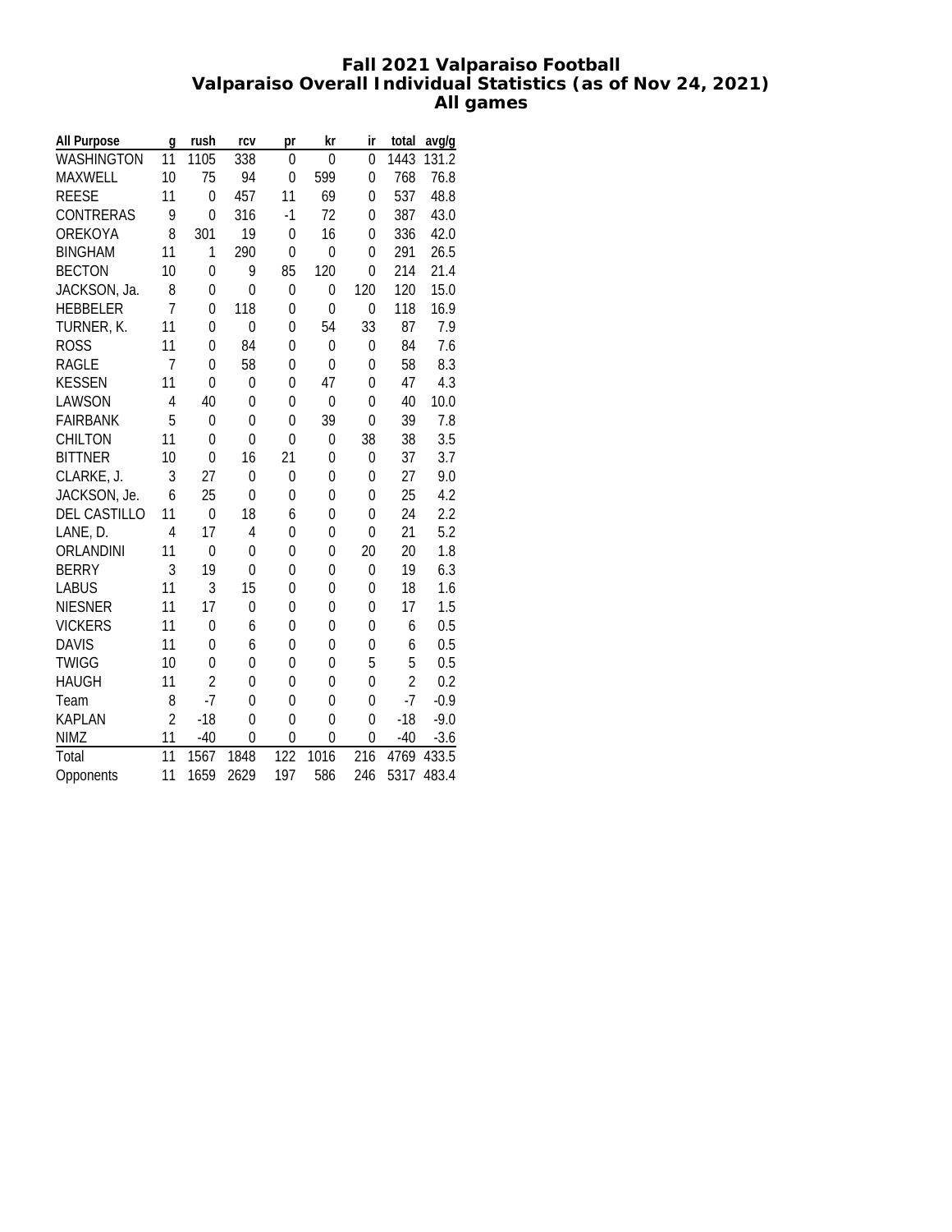**Fall 2021 Valparaiso Football**
**Valparaiso Overall Individual Statistics (as of Nov 24, 2021)**
**All games**

| All Purpose | g | rush | rcv | pr | kr | ir | total | avg/g |
|---|---|---|---|---|---|---|---|---|
| WASHINGTON | 11 | 1105 | 338 | 0 | 0 | 0 | 1443 | 131.2 |
| MAXWELL | 10 | 75 | 94 | 0 | 599 | 0 | 768 | 76.8 |
| REESE | 11 | 0 | 457 | 11 | 69 | 0 | 537 | 48.8 |
| CONTRERAS | 9 | 0 | 316 | -1 | 72 | 0 | 387 | 43.0 |
| OREKOYA | 8 | 301 | 19 | 0 | 16 | 0 | 336 | 42.0 |
| BINGHAM | 11 | 1 | 290 | 0 | 0 | 0 | 291 | 26.5 |
| BECTON | 10 | 0 | 9 | 85 | 120 | 0 | 214 | 21.4 |
| JACKSON, Ja. | 8 | 0 | 0 | 0 | 0 | 120 | 120 | 15.0 |
| HEBBELER | 7 | 0 | 118 | 0 | 0 | 0 | 118 | 16.9 |
| TURNER, K. | 11 | 0 | 0 | 0 | 54 | 33 | 87 | 7.9 |
| ROSS | 11 | 0 | 84 | 0 | 0 | 0 | 84 | 7.6 |
| RAGLE | 7 | 0 | 58 | 0 | 0 | 0 | 58 | 8.3 |
| KESSEN | 11 | 0 | 0 | 0 | 47 | 0 | 47 | 4.3 |
| LAWSON | 4 | 40 | 0 | 0 | 0 | 0 | 40 | 10.0 |
| FAIRBANK | 5 | 0 | 0 | 0 | 39 | 0 | 39 | 7.8 |
| CHILTON | 11 | 0 | 0 | 0 | 0 | 38 | 38 | 3.5 |
| BITTNER | 10 | 0 | 16 | 21 | 0 | 0 | 37 | 3.7 |
| CLARKE, J. | 3 | 27 | 0 | 0 | 0 | 0 | 27 | 9.0 |
| JACKSON, Je. | 6 | 25 | 0 | 0 | 0 | 0 | 25 | 4.2 |
| DEL CASTILLO | 11 | 0 | 18 | 6 | 0 | 0 | 24 | 2.2 |
| LANE, D. | 4 | 17 | 4 | 0 | 0 | 0 | 21 | 5.2 |
| ORLANDINI | 11 | 0 | 0 | 0 | 0 | 20 | 20 | 1.8 |
| BERRY | 3 | 19 | 0 | 0 | 0 | 0 | 19 | 6.3 |
| LABUS | 11 | 3 | 15 | 0 | 0 | 0 | 18 | 1.6 |
| NIESNER | 11 | 17 | 0 | 0 | 0 | 0 | 17 | 1.5 |
| VICKERS | 11 | 0 | 6 | 0 | 0 | 0 | 6 | 0.5 |
| DAVIS | 11 | 0 | 6 | 0 | 0 | 0 | 6 | 0.5 |
| TWIGG | 10 | 0 | 0 | 0 | 0 | 5 | 5 | 0.5 |
| HAUGH | 11 | 2 | 0 | 0 | 0 | 0 | 2 | 0.2 |
| Team | 8 | -7 | 0 | 0 | 0 | 0 | -7 | -0.9 |
| KAPLAN | 2 | -18 | 0 | 0 | 0 | 0 | -18 | -9.0 |
| NIMZ | 11 | -40 | 0 | 0 | 0 | 0 | -40 | -3.6 |
| Total | 11 | 1567 | 1848 | 122 | 1016 | 216 | 4769 | 433.5 |
| Opponents | 11 | 1659 | 2629 | 197 | 586 | 246 | 5317 | 483.4 |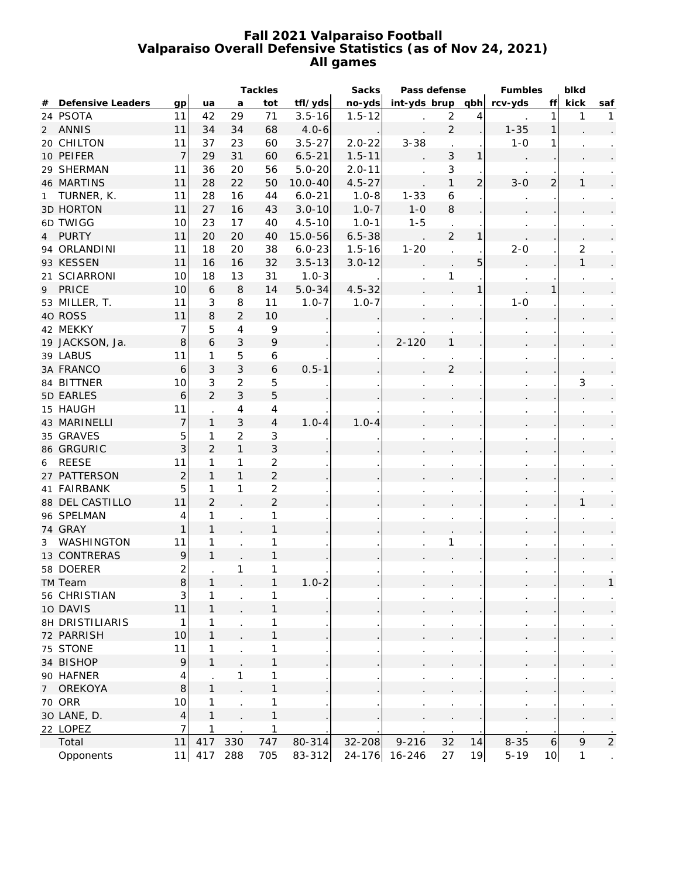# Fall 2021 Valparaiso Football
## Valparaiso Overall Defensive Statistics (as of Nov 24, 2021)
### All games

| # | Defensive Leaders | gp | Tackles ua | a | tot | tfl/yds | Sacks no-yds | Pass defense int-yds | brup | qbh | Fumbles rcv-yds | ff | blkd kick | saf |
|---|---|---|---|---|---|---|---|---|---|---|---|---|---|---|
| 24 | PSOTA | 11 | 42 | 29 | 71 | 3.5-16 | 1.5-12 | . | 2 | 4 | . | 1 | 1 | 1 |
| 2 | ANNIS | 11 | 34 | 34 | 68 | 4.0-6 | . | . | 2 | . | 1-35 | 1 | . | . |
| 20 | CHILTON | 11 | 37 | 23 | 60 | 3.5-27 | 2.0-22 | 3-38 | . | . | 1-0 | 1 | . | . |
| 10 | PEIFER | 7 | 29 | 31 | 60 | 6.5-21 | 1.5-11 | . | 3 | 1 | . | . | . | . |
| 29 | SHERMAN | 11 | 36 | 20 | 56 | 5.0-20 | 2.0-11 | . | 3 | . | . | . | . | . |
| 46 | MARTINS | 11 | 28 | 22 | 50 | 10.0-40 | 4.5-27 | . | 1 | 2 | 3-0 | 2 | 1 | . |
| 1 | TURNER, K. | 11 | 28 | 16 | 44 | 6.0-21 | 1.0-8 | 1-33 | 6 | . | . | . | . | . |
| 3D | HORTON | 11 | 27 | 16 | 43 | 3.0-10 | 1.0-7 | 1-0 | 8 | . | . | . | . | . |
| 6D | TWIGG | 10 | 23 | 17 | 40 | 4.5-10 | 1.0-1 | 1-5 | . | . | . | . | . | . |
| 4 | PURTY | 11 | 20 | 20 | 40 | 15.0-56 | 6.5-38 | . | 2 | 1 | . | . | . | . |
| 94 | ORLANDINI | 11 | 18 | 20 | 38 | 6.0-23 | 1.5-16 | 1-20 | . | . | 2-0 | . | 2 | . |
| 93 | KESSEN | 11 | 16 | 16 | 32 | 3.5-13 | 3.0-12 | . | . | 5 | . | . | 1 | . |
| 21 | SCIARRONI | 10 | 18 | 13 | 31 | 1.0-3 | . | . | 1 | . | . | . | . | . |
| 9 | PRICE | 10 | 6 | 8 | 14 | 5.0-34 | 4.5-32 | . | . | 1 | . | 1 | . | . |
| 53 | MILLER, T. | 11 | 3 | 8 | 11 | 1.0-7 | 1.0-7 | . | . | . | 1-0 | . | . | . |
| 4O | ROSS | 11 | 8 | 2 | 10 | . | . | . | . | . | . | . | . | . |
| 42 | MEKKY | 7 | 5 | 4 | 9 | . | . | . | . | . | . | . | . | . |
| 19 | JACKSON, Ja. | 8 | 6 | 3 | 9 | . | . | 2-120 | 1 | . | . | . | . | . |
| 39 | LABUS | 11 | 1 | 5 | 6 | . | . | . | . | . | . | . | . | . |
| 3A | FRANCO | 6 | 3 | 3 | 6 | 0.5-1 | . | . | 2 | . | . | . | . | . |
| 84 | BITTNER | 10 | 3 | 2 | 5 | . | . | . | . | . | . | . | 3 | . |
| 5D | EARLES | 6 | 2 | 3 | 5 | . | . | . | . | . | . | . | . | . |
| 15 | HAUGH | 11 | . | 4 | 4 | . | . | . | . | . | . | . | . | . |
| 43 | MARINELLI | 7 | 1 | 3 | 4 | 1.0-4 | 1.0-4 | . | . | . | . | . | . | . |
| 35 | GRAVES | 5 | 1 | 2 | 3 | . | . | . | . | . | . | . | . | . |
| 86 | GRGURIC | 3 | 2 | 1 | 3 | . | . | . | . | . | . | . | . | . |
| 6 | REESE | 11 | 1 | 1 | 2 | . | . | . | . | . | . | . | . | . |
| 27 | PATTERSON | 2 | 1 | 1 | 2 | . | . | . | . | . | . | . | . | . |
| 41 | FAIRBANK | 5 | 1 | 1 | 2 | . | . | . | . | . | . | . | . | . |
| 88 | DEL CASTILLO | 11 | 2 | . | 2 | . | . | . | . | . | . | . | 1 | . |
| 96 | SPELMAN | 4 | 1 | . | 1 | . | . | . | . | . | . | . | . | . |
| 74 | GRAY | 1 | 1 | . | 1 | . | . | . | . | . | . | . | . | . |
| 3 | WASHINGTON | 11 | 1 | . | 1 | . | . | . | 1 | . | . | . | . | . |
| 13 | CONTRERAS | 9 | 1 | . | 1 | . | . | . | . | . | . | . | . | . |
| 58 | DOERER | 2 | . | 1 | 1 | . | . | . | . | . | . | . | . | . |
| TM | Team | 8 | 1 | . | 1 | 1.0-2 | . | . | . | . | . | . | . | 1 |
| 56 | CHRISTIAN | 3 | 1 | . | 1 | . | . | . | . | . | . | . | . | . |
| 1O | DAVIS | 11 | 1 | . | 1 | . | . | . | . | . | . | . | . | . |
| 8H | DRISTILIARIS | 1 | 1 | . | 1 | . | . | . | . | . | . | . | . | . |
| 72 | PARRISH | 10 | 1 | . | 1 | . | . | . | . | . | . | . | . | . |
| 75 | STONE | 11 | 1 | . | 1 | . | . | . | . | . | . | . | . | . |
| 34 | BISHOP | 9 | 1 | . | 1 | . | . | . | . | . | . | . | . | . |
| 90 | HAFNER | 4 | . | 1 | 1 | . | . | . | . | . | . | . | . | . |
| 7 | OREKOYA | 8 | 1 | . | 1 | . | . | . | . | . | . | . | . | . |
| 70 | ORR | 10 | 1 | . | 1 | . | . | . | . | . | . | . | . | . |
| 3O | LANE, D. | 4 | 1 | . | 1 | . | . | . | . | . | . | . | . | . |
| 22 | LOPEZ | 7 | 1 | . | 1 | . | . | . | . | . | . | . | . | . |
| | Total | 11 | 417 | 330 | 747 | 80-314 | 32-208 | 9-216 | 32 | 14 | 8-35 | 6 | 9 | 2 |
| | Opponents | 11 | 417 | 288 | 705 | 83-312 | 24-176 | 16-246 | 27 | 19 | 5-19 | 10 | 1 | . |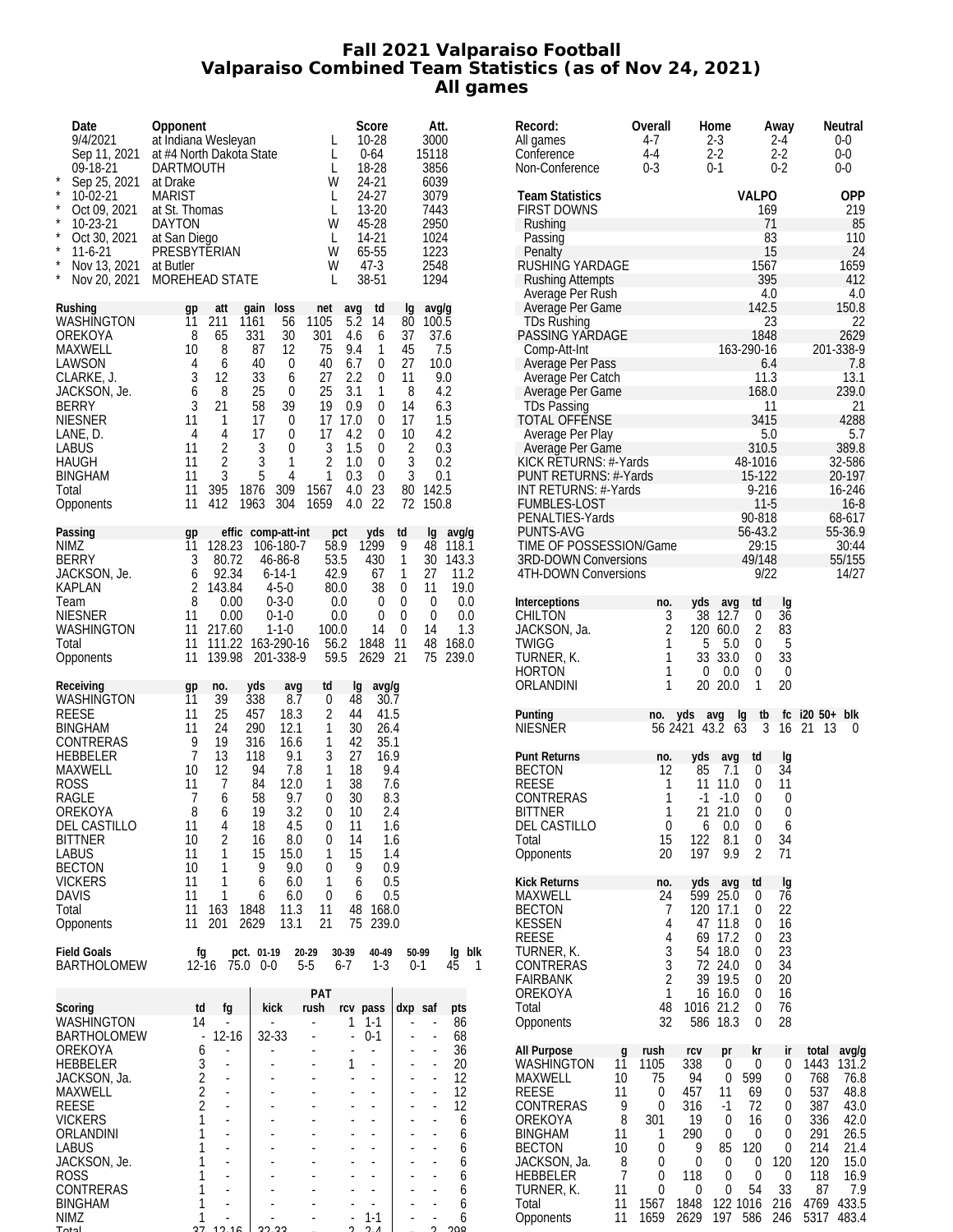# Fall 2021 Valparaiso Football
## Valparaiso Combined Team Statistics (as of Nov 24, 2021)
## All games

| | Date | Opponent | | Score | Att. |
|---|---|---|---|---|---|
| | 9/4/2021 | at Indiana Wesleyan | L | 10-28 | 3000 |
| | Sep 11, 2021 | at #4 North Dakota State | L | 0-64 | 15118 |
| | 09-18-21 | DARTMOUTH | L | 18-28 | 3856 |
| * | Sep 25, 2021 | at Drake | W | 24-21 | 6039 |
| * | 10-02-21 | MARIST | L | 24-27 | 3079 |
| * | Oct 09, 2021 | at St. Thomas | L | 13-20 | 7443 |
| * | 10-23-21 | DAYTON | W | 45-28 | 2950 |
| * | Oct 30, 2021 | at San Diego | L | 14-21 | 1024 |
| * | 11-6-21 | PRESBYTERIAN | W | 65-55 | 1223 |
| * | Nov 13, 2021 | at Butler | W | 47-3 | 2548 |
| * | Nov 20, 2021 | MOREHEAD STATE | L | 38-51 | 1294 |

| Rushing | gp | att | gain | loss | net | avg | td | lg | avg/g |
|---|---|---|---|---|---|---|---|---|---|
| WASHINGTON | 11 | 211 | 1161 | 56 | 1105 | 5.2 | 14 | 80 | 100.5 |
| OREKOYA | 8 | 65 | 331 | 30 | 301 | 4.6 | 6 | 37 | 37.6 |
| MAXWELL | 10 | 8 | 87 | 12 | 75 | 9.4 | 1 | 45 | 7.5 |
| LAWSON | 4 | 6 | 40 | 0 | 40 | 6.7 | 0 | 27 | 10.0 |
| CLARKE, J. | 3 | 12 | 33 | 6 | 27 | 2.2 | 0 | 11 | 9.0 |
| JACKSON, Je. | 6 | 8 | 25 | 0 | 25 | 3.1 | 1 | 8 | 4.2 |
| BERRY | 3 | 21 | 58 | 39 | 19 | 0.9 | 0 | 14 | 6.3 |
| NIESNER | 11 | 1 | 17 | 0 | 17 | 17.0 | 0 | 17 | 1.5 |
| LANE, D. | 4 | 4 | 17 | 0 | 17 | 4.2 | 0 | 10 | 4.2 |
| LABUS | 11 | 2 | 3 | 0 | 3 | 1.5 | 0 | 2 | 0.3 |
| HAUGH | 11 | 2 | 3 | 1 | 2 | 1.0 | 0 | 3 | 0.2 |
| BINGHAM | 11 | 3 | 5 | 4 | 1 | 0.3 | 0 | 3 | 0.1 |
| Total | 11 | 395 | 1876 | 309 | 1567 | 4.0 | 23 | 80 | 142.5 |
| Opponents | 11 | 412 | 1963 | 304 | 1659 | 4.0 | 22 | 72 | 150.8 |

| Passing | gp | effic | comp-att-int | pct | yds | td | lg | avg/g |
|---|---|---|---|---|---|---|---|---|
| NIMZ | 11 | 128.23 | 106-180-7 | 58.9 | 1299 | 9 | 48 | 118.1 |
| BERRY | 3 | 80.72 | 46-86-8 | 53.5 | 430 | 1 | 30 | 143.3 |
| JACKSON, Je. | 6 | 92.34 | 6-14-1 | 42.9 | 67 | 1 | 27 | 11.2 |
| KAPLAN | 2 | 143.84 | 4-5-0 | 80.0 | 38 | 0 | 11 | 19.0 |
| Team | 8 | 0.00 | 0-3-0 | 0.0 | 0 | 0 | 0 | 0.0 |
| NIESNER | 11 | 0.00 | 0-1-0 | 0.0 | 0 | 0 | 0 | 0.0 |
| WASHINGTON | 11 | 217.60 | 1-1-0 | 100.0 | 14 | 0 | 14 | 1.3 |
| Total | 11 | 111.22 | 163-290-16 | 56.2 | 1848 | 11 | 48 | 168.0 |
| Opponents | 11 | 139.98 | 201-338-9 | 59.5 | 2629 | 21 | 75 | 239.0 |

| Receiving | gp | no. | yds | avg | td | lg | avg/g |
|---|---|---|---|---|---|---|---|
| WASHINGTON | 11 | 39 | 338 | 8.7 | 0 | 48 | 30.7 |
| REESE | 11 | 25 | 457 | 18.3 | 2 | 44 | 41.5 |
| BINGHAM | 11 | 24 | 290 | 12.1 | 1 | 30 | 26.4 |
| CONTRERAS | 9 | 19 | 316 | 16.6 | 1 | 42 | 35.1 |
| HEBBELER | 7 | 13 | 118 | 9.1 | 3 | 27 | 16.9 |
| MAXWELL | 10 | 12 | 94 | 7.8 | 1 | 18 | 9.4 |
| ROSS | 11 | 7 | 84 | 12.0 | 1 | 38 | 7.6 |
| RAGLE | 7 | 6 | 58 | 9.7 | 0 | 30 | 8.3 |
| OREKOYA | 8 | 6 | 19 | 3.2 | 0 | 10 | 2.4 |
| DEL CASTILLO | 11 | 4 | 18 | 4.5 | 0 | 11 | 1.6 |
| BITTNER | 10 | 2 | 16 | 8.0 | 0 | 14 | 1.6 |
| LABUS | 11 | 1 | 15 | 15.0 | 1 | 15 | 1.4 |
| BECTON | 10 | 1 | 9 | 9.0 | 0 | 9 | 0.9 |
| VICKERS | 11 | 1 | 6 | 6.0 | 1 | 6 | 0.5 |
| DAVIS | 11 | 1 | 6 | 6.0 | 0 | 6 | 0.5 |
| Total | 11 | 163 | 1848 | 11.3 | 11 | 48 | 168.0 |
| Opponents | 11 | 201 | 2629 | 13.1 | 21 | 75 | 239.0 |

| Field Goals | fg | pct. | 01-19 | 20-29 | 30-39 | 40-49 | 50-99 | lg | blk |
|---|---|---|---|---|---|---|---|---|---|
| BARTHOLOMEW | 12-16 | 75.0 | 0-0 | 5-5 | 6-7 | 1-3 | 0-1 | 45 | 1 |

| | | | PAT | | | | | | |
|---|---|---|---|---|---|---|---|---|---|
| Scoring | td | fg | kick | rush | rcv | pass | dxp | saf | pts |
| WASHINGTON | 14 | - | - | - | 1 | 1-1 | - | - | 86 |
| BARTHOLOMEW | - | 12-16 | 32-33 | - | - | 0-1 | - | - | 68 |
| OREKOYA | 6 | - | - | - | - | - | - | - | 36 |
| HEBBELER | 3 | - | - | - | 1 | - | - | - | 20 |
| JACKSON, Ja. | 2 | - | - | - | - | - | - | - | 12 |
| MAXWELL | 2 | - | - | - | - | - | - | - | 12 |
| REESE | 2 | - | - | - | - | - | - | - | 12 |
| VICKERS | 1 | - | - | - | - | - | - | - | 6 |
| ORLANDINI | 1 | - | - | - | - | - | - | - | 6 |
| LABUS | 1 | - | - | - | - | - | - | - | 6 |
| JACKSON, Je. | 1 | - | - | - | - | - | - | - | 6 |
| ROSS | 1 | - | - | - | - | - | - | - | 6 |
| CONTRERAS | 1 | - | - | - | - | - | - | - | 6 |
| BINGHAM | 1 | - | - | - | - | - | - | - | 6 |
| NIMZ | 1 | - | - | - | - | 1-1 | - | - | 6 |
| Total | 37 | 12-16 | 32-33 | - | 2 | 2-4 | - | 2 | 298 |

| Record: | Overall | Home | Away | Neutral |
|---|---|---|---|---|
| All games | 4-7 | 2-3 | 2-4 | 0-0 |
| Conference | 4-4 | 2-2 | 2-2 | 0-0 |
| Non-Conference | 0-3 | 0-1 | 0-2 | 0-0 |

| Team Statistics | VALPO | OPP |
|---|---|---|
| FIRST DOWNS | 169 | 219 |
| Rushing | 71 | 85 |
| Passing | 83 | 110 |
| Penalty | 15 | 24 |
| RUSHING YARDAGE | 1567 | 1659 |
| Rushing Attempts | 395 | 412 |
| Average Per Rush | 4.0 | 4.0 |
| Average Per Game | 142.5 | 150.8 |
| TDs Rushing | 23 | 22 |
| PASSING YARDAGE | 1848 | 2629 |
| Comp-Att-Int | 163-290-16 | 201-338-9 |
| Average Per Pass | 6.4 | 7.8 |
| Average Per Catch | 11.3 | 13.1 |
| Average Per Game | 168.0 | 239.0 |
| TDs Passing | 11 | 21 |
| TOTAL OFFENSE | 3415 | 4288 |
| Average Per Play | 5.0 | 5.7 |
| Average Per Game | 310.5 | 389.8 |
| KICK RETURNS: #-Yards | 48-1016 | 32-586 |
| PUNT RETURNS: #-Yards | 15-122 | 20-197 |
| INT RETURNS: #-Yards | 9-216 | 16-246 |
| FUMBLES-LOST | 11-5 | 16-8 |
| PENALTIES-Yards | 90-818 | 68-617 |
| PUNTS-AVG | 56-43.2 | 55-36.9 |
| TIME OF POSSESSION/Game | 29:15 | 30:44 |
| 3RD-DOWN Conversions | 49/148 | 55/155 |
| 4TH-DOWN Conversions | 9/22 | 14/27 |

| Interceptions | no. | yds | avg | td | lg |
|---|---|---|---|---|---|
| CHILTON | 3 | 38 | 12.7 | 0 | 36 |
| JACKSON, Ja. | 2 | 120 | 60.0 | 2 | 83 |
| TWIGG | 1 | 5 | 5.0 | 0 | 5 |
| TURNER, K. | 1 | 33 | 33.0 | 0 | 33 |
| HORTON | 1 | 0 | 0.0 | 0 | 0 |
| ORLANDINI | 1 | 20 | 20.0 | 1 | 20 |

| Punting | no. | yds | avg | lg | tb | fc | i20 | 50+ | blk |
|---|---|---|---|---|---|---|---|---|---|
| NIESNER | 56 | 2421 | 43.2 | 63 | 3 | 16 | 21 | 13 | 0 |

| Punt Returns | no. | yds | avg | td | lg |
|---|---|---|---|---|---|
| BECTON | 12 | 85 | 7.1 | 0 | 34 |
| REESE | 1 | 11 | 11.0 | 0 | 11 |
| CONTRERAS | 1 | -1 | -1.0 | 0 | 0 |
| BITTNER | 1 | 21 | 21.0 | 0 | 0 |
| DEL CASTILLO | 0 | 6 | 0.0 | 0 | 6 |
| Total | 15 | 122 | 8.1 | 0 | 34 |
| Opponents | 20 | 197 | 9.9 | 2 | 71 |

| Kick Returns | no. | yds | avg | td | lg |
|---|---|---|---|---|---|
| MAXWELL | 24 | 599 | 25.0 | 0 | 76 |
| BECTON | 7 | 120 | 17.1 | 0 | 22 |
| KESSEN | 4 | 47 | 11.8 | 0 | 16 |
| REESE | 4 | 69 | 17.2 | 0 | 23 |
| TURNER, K. | 3 | 54 | 18.0 | 0 | 23 |
| CONTRERAS | 3 | 72 | 24.0 | 0 | 34 |
| FAIRBANK | 2 | 39 | 19.5 | 0 | 20 |
| OREKOYA | 1 | 16 | 16.0 | 0 | 16 |
| Total | 48 | 1016 | 21.2 | 0 | 76 |
| Opponents | 32 | 586 | 18.3 | 0 | 28 |

| All Purpose | g | rush | rcv | pr | kr | ir | total | avg/g |
|---|---|---|---|---|---|---|---|---|
| WASHINGTON | 11 | 1105 | 338 | 0 | 0 | 0 | 1443 | 131.2 |
| MAXWELL | 10 | 75 | 94 | 0 | 599 | 0 | 768 | 76.8 |
| REESE | 11 | 0 | 457 | 11 | 69 | 0 | 537 | 48.8 |
| CONTRERAS | 9 | 0 | 316 | -1 | 72 | 0 | 387 | 43.0 |
| OREKOYA | 8 | 301 | 19 | 0 | 16 | 0 | 336 | 42.0 |
| BINGHAM | 11 | 1 | 290 | 0 | 0 | 0 | 291 | 26.5 |
| BECTON | 10 | 0 | 9 | 85 | 120 | 0 | 214 | 21.4 |
| JACKSON, Ja. | 8 | 0 | 0 | 0 | 0 | 120 | 120 | 15.0 |
| HEBBELER | 7 | 0 | 118 | 0 | 0 | 0 | 118 | 16.9 |
| TURNER, K. | 11 | 0 | 0 | 0 | 54 | 33 | 87 | 7.9 |
| Total | 11 | 1567 | 1848 | 122 | 1016 | 216 | 4769 | 433.5 |
| Opponents | 11 | 1659 | 2629 | 197 | 586 | 246 | 5317 | 483.4 |